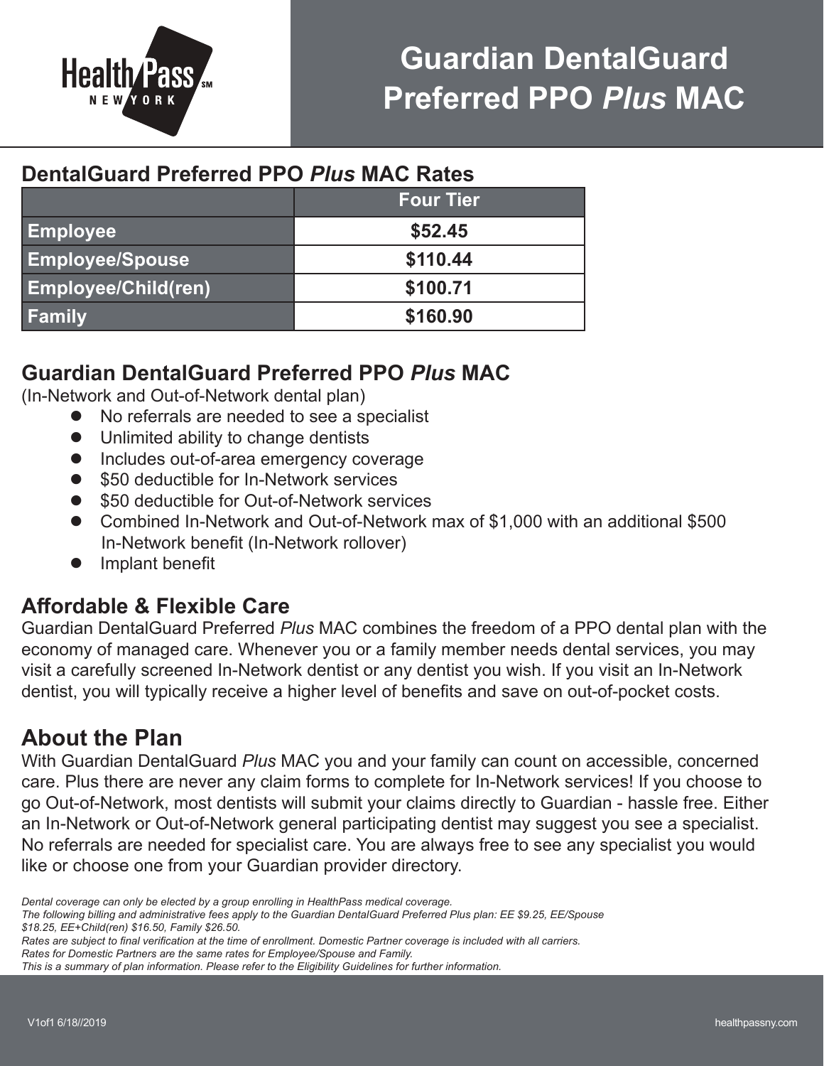# Guardian DentalGuard Preferred PPO *Plus* MAC

## DentalGuard Preferred PPO *Plus* MAC Rates

| | Four Tier |
|---|---|
| **Employee** | **$52.45** |
| **Employee/Spouse** | **$110.44** |
| **Employee/Child(ren)** | **$100.71** |
| **Family** | **$160.90** |

## Guardian DentalGuard Preferred PPO *Plus* MAC

(In-Network and Out-of-Network dental plan)

- No referrals are needed to see a specialist
- Unlimited ability to change dentists
- Includes out-of-area emergency coverage
- $50 deductible for In-Network services
- $50 deductible for Out-of-Network services
- Combined In-Network and Out-of-Network max of $1,000 with an additional $500 In-Network benefit (In-Network rollover)
- Implant benefit

## Affordable & Flexible Care

Guardian DentalGuard Preferred *Plus* MAC combines the freedom of a PPO dental plan with the economy of managed care. Whenever you or a family member needs dental services, you may visit a carefully screened In-Network dentist or any dentist you wish. If you visit an In-Network dentist, you will typically receive a higher level of benefits and save on out-of-pocket costs.

## About the Plan

With Guardian DentalGuard *Plus* MAC you and your family can count on accessible, concerned care. Plus there are never any claim forms to complete for In-Network services! If you choose to go Out-of-Network, most dentists will submit your claims directly to Guardian - hassle free. Either an In-Network or Out-of-Network general participating dentist may suggest you see a specialist. No referrals are needed for specialist care. You are always free to see any specialist you would like or choose one from your Guardian provider directory.

*Dental coverage can only be elected by a group enrolling in HealthPass medical coverage.*
*The following billing and administrative fees apply to the Guardian DentalGuard Preferred Plus plan: EE $9.25, EE/Spouse $18.25, EE+Child(ren) $16.50, Family $26.50.*
*Rates are subject to final verification at the time of enrollment. Domestic Partner coverage is included with all carriers.*
*Rates for Domestic Partners are the same rates for Employee/Spouse and Family.*
*This is a summary of plan information. Please refer to the Eligibility Guidelines for further information.*

V1of1 6/18//2019

healthpassny.com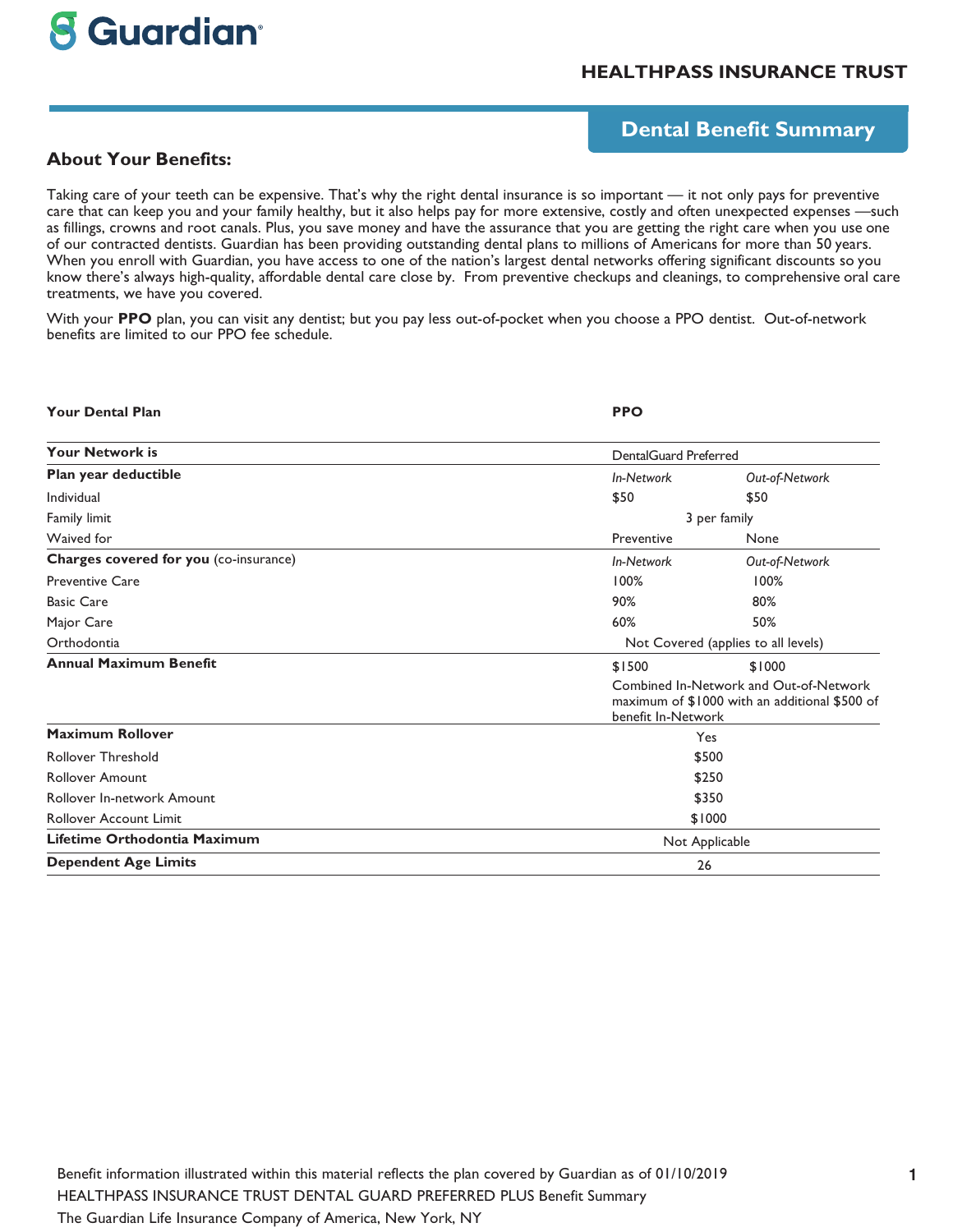Guardian

HEALTHPASS INSURANCE TRUST

## Dental Benefit Summary

### About Your Benefits:

Taking care of your teeth can be expensive. That's why the right dental insurance is so important — it not only pays for preventive care that can keep you and your family healthy, but it also helps pay for more extensive, costly and often unexpected expenses —such as fillings, crowns and root canals. Plus, you save money and have the assurance that you are getting the right care when you use one of our contracted dentists. Guardian has been providing outstanding dental plans to millions of Americans for more than 50 years. When you enroll with Guardian, you have access to one of the nation's largest dental networks offering significant discounts so you know there's always high-quality, affordable dental care close by. From preventive checkups and cleanings, to comprehensive oral care treatments, we have you covered.

With your **PPO** plan, you can visit any dentist; but you pay less out-of-pocket when you choose a PPO dentist. Out-of-network benefits are limited to our PPO fee schedule.

| **Your Dental Plan** | **PPO** | |
|---|---|---|
| **Your Network is** | DentalGuard Preferred | |
| **Plan year deductible** | *In-Network* | *Out-of-Network* |
| Individual | $50 | $50 |
| Family limit | 3 per family | |
| Waived for | Preventive | None |
| **Charges covered for you** (co-insurance) | *In-Network* | *Out-of-Network* |
| Preventive Care | 100% | 100% |
| Basic Care | 90% | 80% |
| Major Care | 60% | 50% |
| Orthodontia | Not Covered (applies to all levels) | |
| **Annual Maximum Benefit** | $1500 | $1000 |
| | Combined In-Network and Out-of-Network maximum of $1000 with an additional $500 of benefit In-Network | |
| **Maximum Rollover** | Yes | |
| Rollover Threshold | $500 | |
| Rollover Amount | $250 | |
| Rollover In-network Amount | $350 | |
| Rollover Account Limit | $1000 | |
| **Lifetime Orthodontia Maximum** | Not Applicable | |
| **Dependent Age Limits** | 26 | |

Benefit information illustrated within this material reflects the plan covered by Guardian as of 01/10/2019
HEALTHPASS INSURANCE TRUST DENTAL GUARD PREFERRED PLUS Benefit Summary
The Guardian Life Insurance Company of America, New York, NY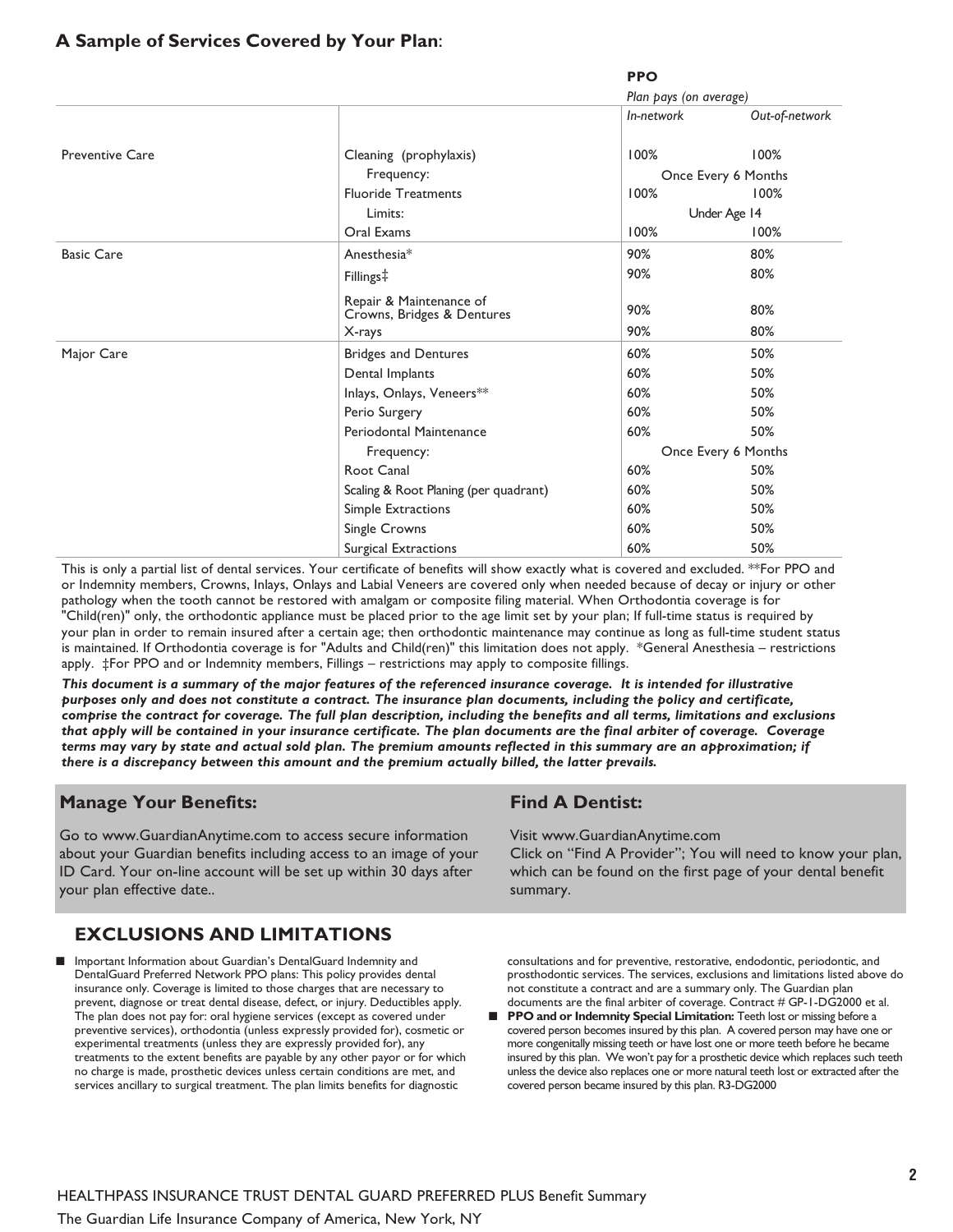## A Sample of Services Covered by Your Plan:

| | | PPO | |
|---|---|---|---|
| | | *Plan pays (on average)* | |
| | | *In-network* | *Out-of-network* |
| Preventive Care | Cleaning (prophylaxis) | 100% | 100% |
| | Frequency: | Once Every 6 Months | |
| | Fluoride Treatments | 100% | 100% |
| | Limits: | Under Age 14 | |
| | Oral Exams | 100% | 100% |
| Basic Care | Anesthesia* | 90% | 80% |
| | Fillings‡ | 90% | 80% |
| | Repair & Maintenance of Crowns, Bridges & Dentures | 90% | 80% |
| | X-rays | 90% | 80% |
| Major Care | Bridges and Dentures | 60% | 50% |
| | Dental Implants | 60% | 50% |
| | Inlays, Onlays, Veneers** | 60% | 50% |
| | Perio Surgery | 60% | 50% |
| | Periodontal Maintenance | 60% | 50% |
| | Frequency: | Once Every 6 Months | |
| | Root Canal | 60% | 50% |
| | Scaling & Root Planing (per quadrant) | 60% | 50% |
| | Simple Extractions | 60% | 50% |
| | Single Crowns | 60% | 50% |
| | Surgical Extractions | 60% | 50% |

This is only a partial list of dental services. Your certificate of benefits will show exactly what is covered and excluded. **For PPO and or Indemnity members, Crowns, Inlays, Onlays and Labial Veneers are covered only when needed because of decay or injury or other pathology when the tooth cannot be restored with amalgam or composite filing material. When Orthodontia coverage is for "Child(ren)" only, the orthodontic appliance must be placed prior to the age limit set by your plan; If full-time status is required by your plan in order to remain insured after a certain age; then orthodontic maintenance may continue as long as full-time student status is maintained. If Orthodontia coverage is for "Adults and Child(ren)" this limitation does not apply. *General Anesthesia – restrictions apply. ‡For PPO and or Indemnity members, Fillings – restrictions may apply to composite fillings.

***This document is a summary of the major features of the referenced insurance coverage. It is intended for illustrative purposes only and does not constitute a contract. The insurance plan documents, including the policy and certificate, comprise the contract for coverage. The full plan description, including the benefits and all terms, limitations and exclusions that apply will be contained in your insurance certificate. The plan documents are the final arbiter of coverage. Coverage terms may vary by state and actual sold plan. The premium amounts reflected in this summary are an approximation; if there is a discrepancy between this amount and the premium actually billed, the latter prevails.***

### Manage Your Benefits:

Go to www.GuardianAnytime.com to access secure information about your Guardian benefits including access to an image of your ID Card. Your on-line account will be set up within 30 days after your plan effective date..

### Find A Dentist:

Visit www.GuardianAnytime.com
Click on "Find A Provider"; You will need to know your plan, which can be found on the first page of your dental benefit summary.

## EXCLUSIONS AND LIMITATIONS

- Important Information about Guardian's DentalGuard Indemnity and DentalGuard Preferred Network PPO plans: This policy provides dental insurance only. Coverage is limited to those charges that are necessary to prevent, diagnose or treat dental disease, defect, or injury. Deductibles apply. The plan does not pay for: oral hygiene services (except as covered under preventive services), orthodontia (unless expressly provided for), cosmetic or experimental treatments (unless they are expressly provided for), any treatments to the extent benefits are payable by any other payor or for which no charge is made, prosthetic devices unless certain conditions are met, and services ancillary to surgical treatment. The plan limits benefits for diagnostic consultations and for preventive, restorative, endodontic, periodontic, and prosthodontic services. The services, exclusions and limitations listed above do not constitute a contract and are a summary only. The Guardian plan documents are the final arbiter of coverage. Contract # GP-1-DG2000 et al.
- **PPO and or Indemnity Special Limitation:** Teeth lost or missing before a covered person becomes insured by this plan. A covered person may have one or more congenitally missing teeth or have lost one or more teeth before he became insured by this plan. We won't pay for a prosthetic device which replaces such teeth unless the device also replaces one or more natural teeth lost or extracted after the covered person became insured by this plan. R3-DG2000

HEALTHPASS INSURANCE TRUST DENTAL GUARD PREFERRED PLUS Benefit Summary
The Guardian Life Insurance Company of America, New York, NY